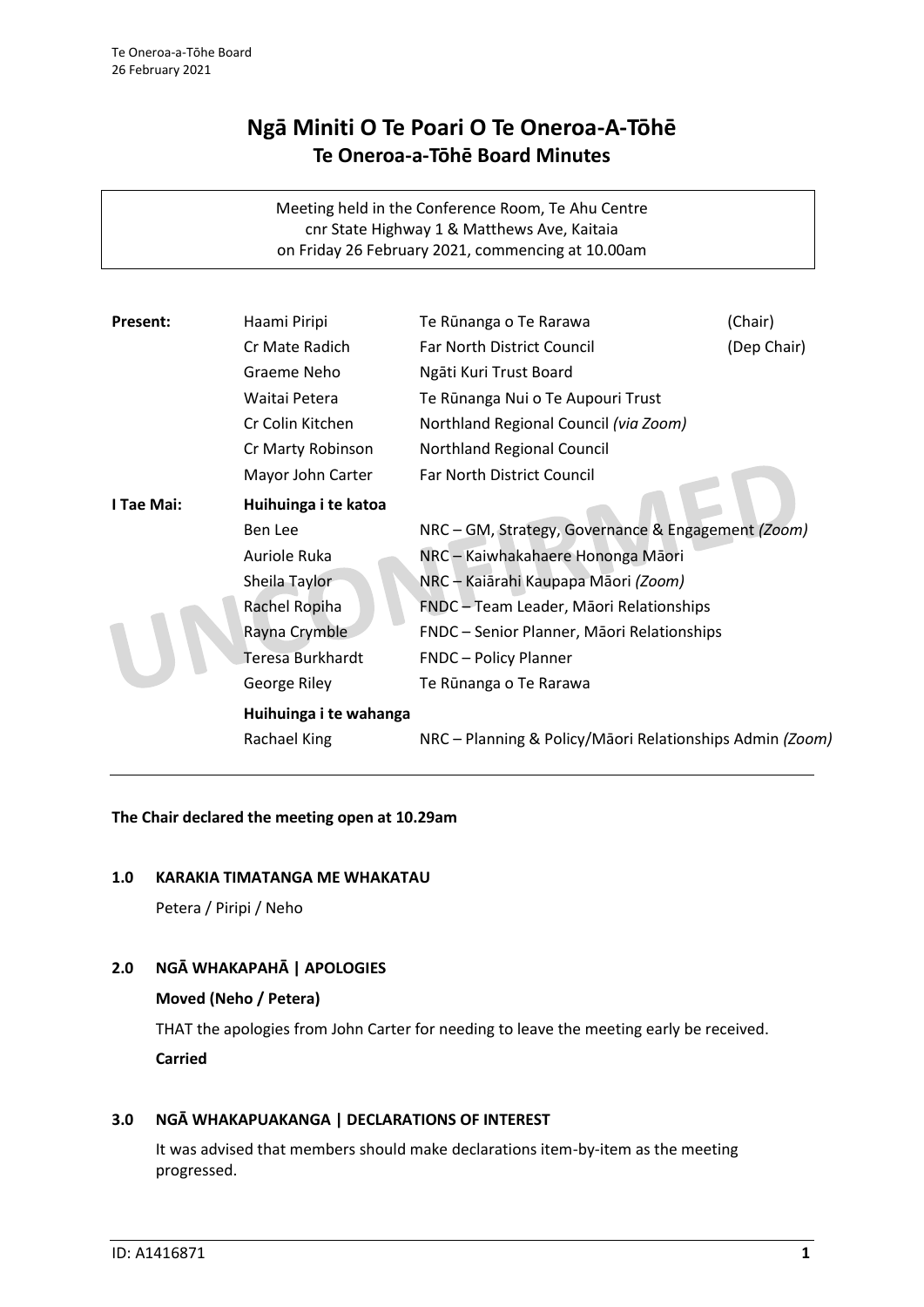# Ngā Miniti O Te Poari O Te Oneroa-A-Tōhē
## Te Oneroa-a-Tōhē Board Minutes

Meeting held in the Conference Room, Te Ahu Centre
cnr State Highway 1 & Matthews Ave, Kaitaia
on Friday 26 February 2021, commencing at 10.00am

| | | | |
|---|---|---|---|
| **Present:** | Haami Piripi | Te Rūnanga o Te Rarawa | (Chair) |
| | Cr Mate Radich | Far North District Council | (Dep Chair) |
| | Graeme Neho | Ngāti Kuri Trust Board | |
| | Waitai Petera | Te Rūnanga Nui o Te Aupouri Trust | |
| | Cr Colin Kitchen | Northland Regional Council *(via Zoom)* | |
| | Cr Marty Robinson | Northland Regional Council | |
| | Mayor John Carter | Far North District Council | |
| **I Tae Mai:** | **Huihuinga i te katoa** | | |
| | Ben Lee | NRC – GM, Strategy, Governance & Engagement *(Zoom)* | |
| | Auriole Ruka | NRC – Kaiwhakahaere Hononga Māori | |
| | Sheila Taylor | NRC – Kaiārahi Kaupapa Māori *(Zoom)* | |
| | Rachel Ropiha | FNDC – Team Leader, Māori Relationships | |
| | Rayna Crymble | FNDC – Senior Planner, Māori Relationships | |
| | Teresa Burkhardt | FNDC – Policy Planner | |
| | George Riley | Te Rūnanga o Te Rarawa | |
| | **Huihuinga i te wahanga** | | |
| | Rachael King | NRC – Planning & Policy/Māori Relationships Admin *(Zoom)* | |

**The Chair declared the meeting open at 10.29am**

### 1.0 KARAKIA TIMATANGA ME WHAKATAU

Petera / Piripi / Neho

### 2.0 NGĀ WHAKAPAHĀ | APOLOGIES

**Moved (Neho / Petera)**

THAT the apologies from John Carter for needing to leave the meeting early be received.

**Carried**

### 3.0 NGĀ WHAKAPUAKANGA | DECLARATIONS OF INTEREST

It was advised that members should make declarations item-by-item as the meeting progressed.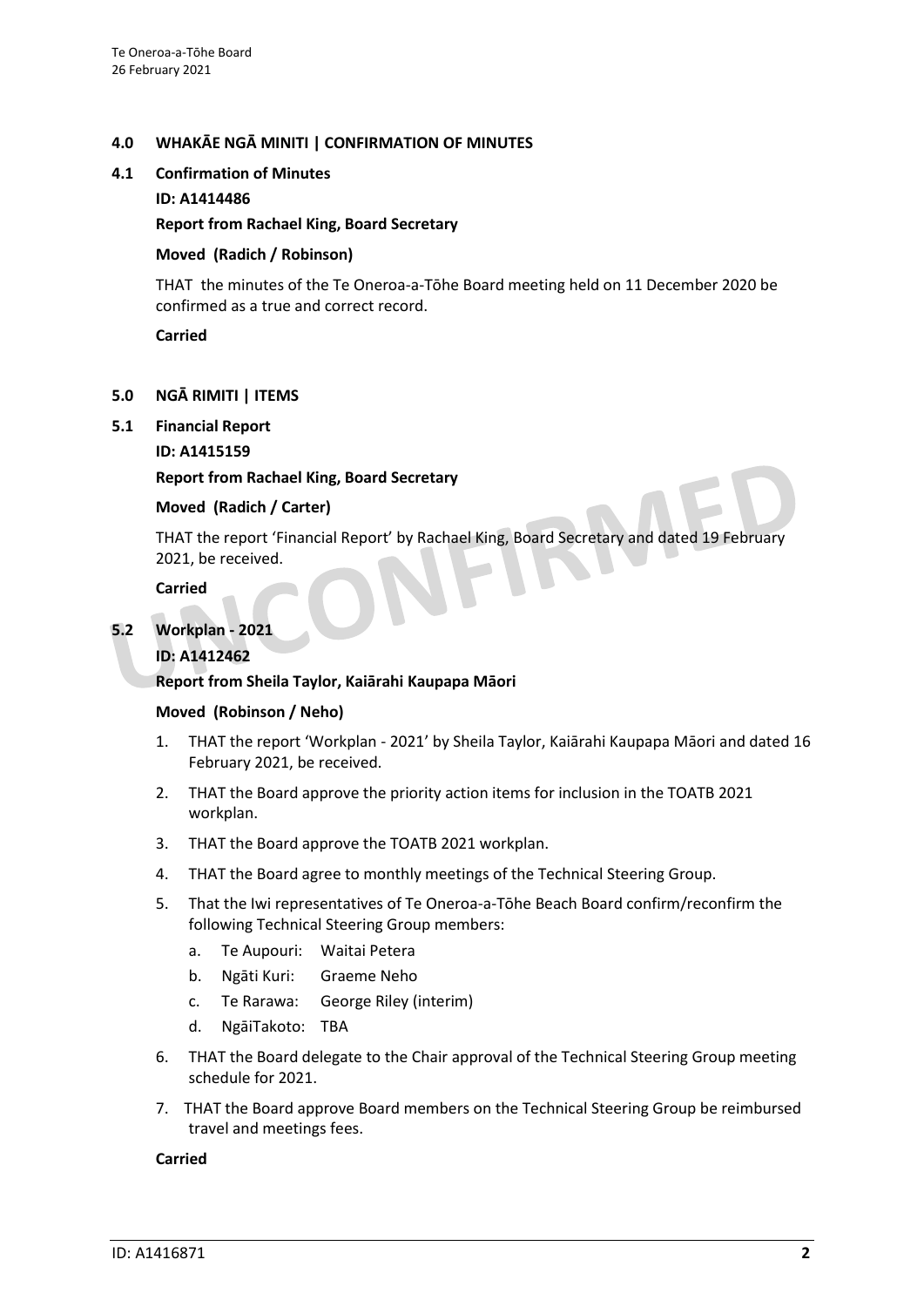## 4.0 WHAKĀE NGĀ MINITI | CONFIRMATION OF MINUTES

### 4.1 Confirmation of Minutes

**ID: A1414486**

**Report from Rachael King, Board Secretary**

**Moved (Radich / Robinson)**

THAT the minutes of the Te Oneroa-a-Tōhe Board meeting held on 11 December 2020 be confirmed as a true and correct record.

**Carried**

## 5.0 NGĀ RIMITI | ITEMS

### 5.1 Financial Report

**ID: A1415159**

**Report from Rachael King, Board Secretary**

**Moved (Radich / Carter)**

THAT the report 'Financial Report' by Rachael King, Board Secretary and dated 19 February 2021, be received.

**Carried**

### 5.2 Workplan - 2021

**ID: A1412462**

**Report from Sheila Taylor, Kaiārahi Kaupapa Māori**

**Moved (Robinson / Neho)**

1. THAT the report 'Workplan - 2021' by Sheila Taylor, Kaiārahi Kaupapa Māori and dated 16 February 2021, be received.
2. THAT the Board approve the priority action items for inclusion in the TOATB 2021 workplan.
3. THAT the Board approve the TOATB 2021 workplan.
4. THAT the Board agree to monthly meetings of the Technical Steering Group.
5. That the Iwi representatives of Te Oneroa-a-Tōhe Beach Board confirm/reconfirm the following Technical Steering Group members:
   a. Te Aupouri: Waitai Petera
   b. Ngāti Kuri: Graeme Neho
   c. Te Rarawa: George Riley (interim)
   d. NgāiTakoto: TBA
6. THAT the Board delegate to the Chair approval of the Technical Steering Group meeting schedule for 2021.
7. THAT the Board approve Board members on the Technical Steering Group be reimbursed travel and meetings fees.

**Carried**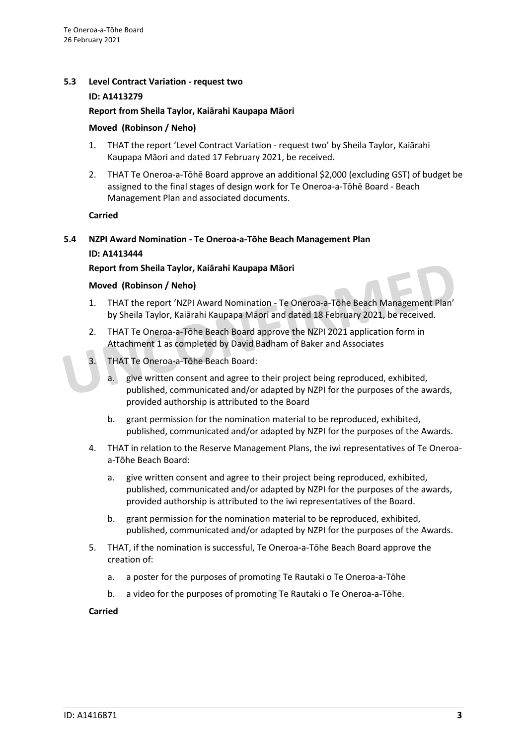### 5.3 Level Contract Variation - request two

**ID: A1413279**

**Report from Sheila Taylor, Kaiārahi Kaupapa Māori**

**Moved (Robinson / Neho)**

1. THAT the report 'Level Contract Variation - request two' by Sheila Taylor, Kaiārahi Kaupapa Māori and dated 17 February 2021, be received.
2. THAT Te Oneroa-a-Tōhē Board approve an additional $2,000 (excluding GST) of budget be assigned to the final stages of design work for Te Oneroa-a-Tōhē Board - Beach Management Plan and associated documents.

**Carried**

### 5.4 NZPI Award Nomination - Te Oneroa-a-Tōhe Beach Management Plan

**ID: A1413444**

**Report from Sheila Taylor, Kaiārahi Kaupapa Māori**

**Moved (Robinson / Neho)**

1. THAT the report 'NZPI Award Nomination - Te Oneroa-a-Tōhe Beach Management Plan' by Sheila Taylor, Kaiārahi Kaupapa Māori and dated 18 February 2021, be received.
2. THAT Te Oneroa-a-Tōhe Beach Board approve the NZPI 2021 application form in Attachment 1 as completed by David Badham of Baker and Associates
3. THAT Te Oneroa-a-Tōhe Beach Board:
   a. give written consent and agree to their project being reproduced, exhibited, published, communicated and/or adapted by NZPI for the purposes of the awards, provided authorship is attributed to the Board
   b. grant permission for the nomination material to be reproduced, exhibited, published, communicated and/or adapted by NZPI for the purposes of the Awards.
4. THAT in relation to the Reserve Management Plans, the iwi representatives of Te Oneroa-a-Tōhe Beach Board:
   a. give written consent and agree to their project being reproduced, exhibited, published, communicated and/or adapted by NZPI for the purposes of the awards, provided authorship is attributed to the iwi representatives of the Board.
   b. grant permission for the nomination material to be reproduced, exhibited, published, communicated and/or adapted by NZPI for the purposes of the Awards.
5. THAT, if the nomination is successful, Te Oneroa-a-Tōhe Beach Board approve the creation of:
   a. a poster for the purposes of promoting Te Rautaki o Te Oneroa-a-Tōhe
   b. a video for the purposes of promoting Te Rautaki o Te Oneroa-a-Tōhe.

**Carried**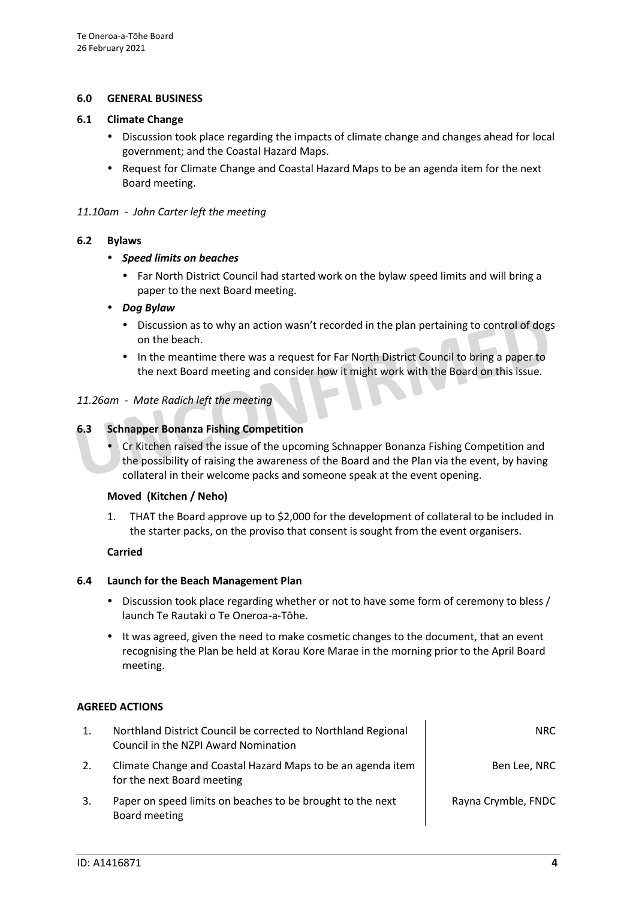## 6.0 GENERAL BUSINESS

### 6.1 Climate Change

- Discussion took place regarding the impacts of climate change and changes ahead for local government; and the Coastal Hazard Maps.
- Request for Climate Change and Coastal Hazard Maps to be an agenda item for the next Board meeting.

*11.10am - John Carter left the meeting*

### 6.2 Bylaws

- ***Speed limits on beaches***
  - Far North District Council had started work on the bylaw speed limits and will bring a paper to the next Board meeting.
- ***Dog Bylaw***
  - Discussion as to why an action wasn't recorded in the plan pertaining to control of dogs on the beach.
  - In the meantime there was a request for Far North District Council to bring a paper to the next Board meeting and consider how it might work with the Board on this issue.

*11.26am - Mate Radich left the meeting*

### 6.3 Schnapper Bonanza Fishing Competition

- Cr Kitchen raised the issue of the upcoming Schnapper Bonanza Fishing Competition and the possibility of raising the awareness of the Board and the Plan via the event, by having collateral in their welcome packs and someone speak at the event opening.

**Moved (Kitchen / Neho)**

1. THAT the Board approve up to $2,000 for the development of collateral to be included in the starter packs, on the proviso that consent is sought from the event organisers.

**Carried**

### 6.4 Launch for the Beach Management Plan

- Discussion took place regarding whether or not to have some form of ceremony to bless / launch Te Rautaki o Te Oneroa-a-Tōhe.
- It was agreed, given the need to make cosmetic changes to the document, that an event recognising the Plan be held at Korau Kore Marae in the morning prior to the April Board meeting.

**AGREED ACTIONS**

| | | |
|---|---|---|
| 1. | Northland District Council be corrected to Northland Regional Council in the NZPI Award Nomination | NRC |
| 2. | Climate Change and Coastal Hazard Maps to be an agenda item for the next Board meeting | Ben Lee, NRC |
| 3. | Paper on speed limits on beaches to be brought to the next Board meeting | Rayna Crymble, FNDC |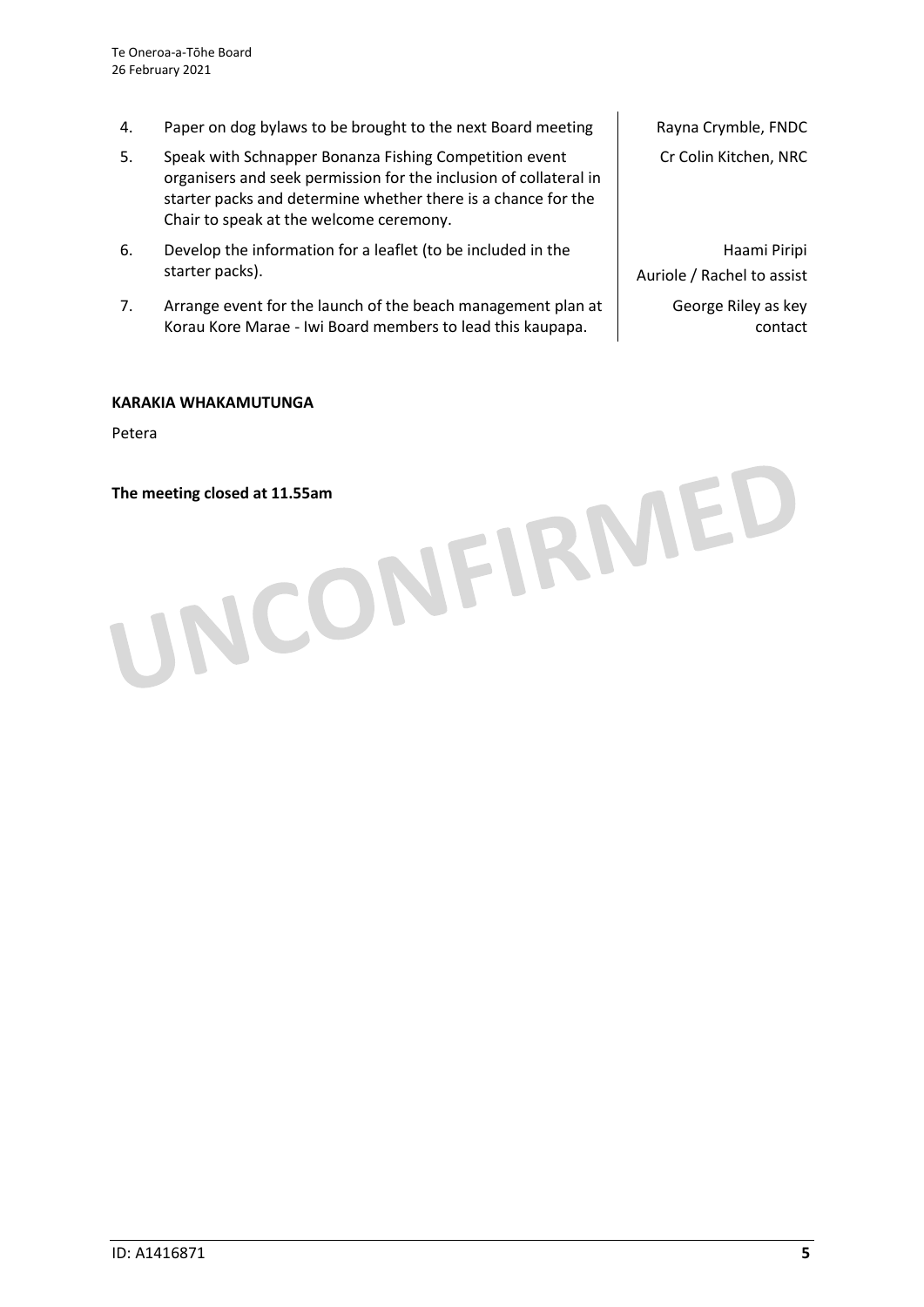| | | |
|---|---|---|
| 4. | Paper on dog bylaws to be brought to the next Board meeting | Rayna Crymble, FNDC |
| 5. | Speak with Schnapper Bonanza Fishing Competition event organisers and seek permission for the inclusion of collateral in starter packs and determine whether there is a chance for the Chair to speak at the welcome ceremony. | Cr Colin Kitchen, NRC |
| 6. | Develop the information for a leaflet (to be included in the starter packs). | Haami Piripi<br>Auriole / Rachel to assist |
| 7. | Arrange event for the launch of the beach management plan at Korau Kore Marae - Iwi Board members to lead this kaupapa. | George Riley as key contact |

**KARAKIA WHAKAMUTUNGA**

Petera

**The meeting closed at 11.55am**

UNCONFIRMED